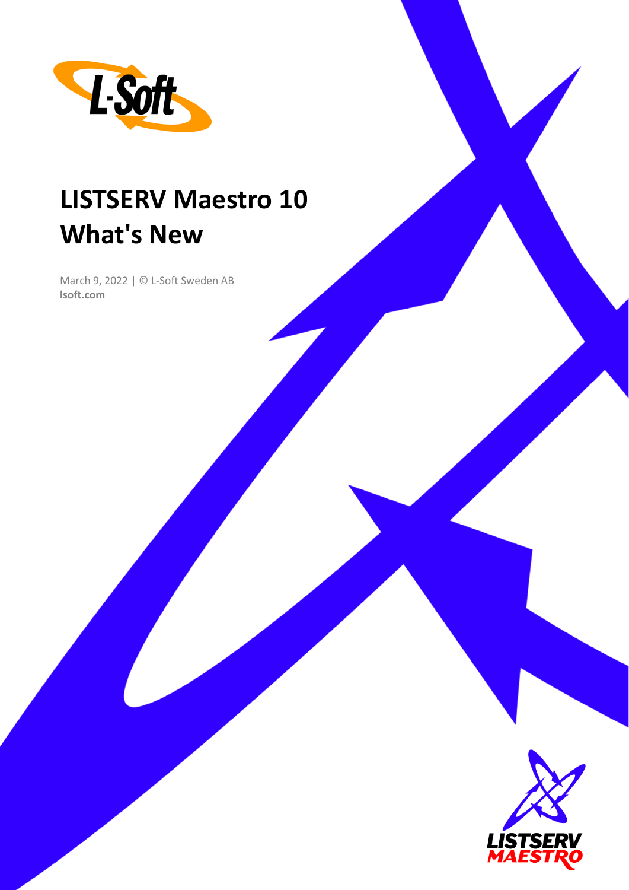# LISTSERV Maestro 10 What's New

March 9, 2022 | © L-Soft Sweden AB
**lsoft.com**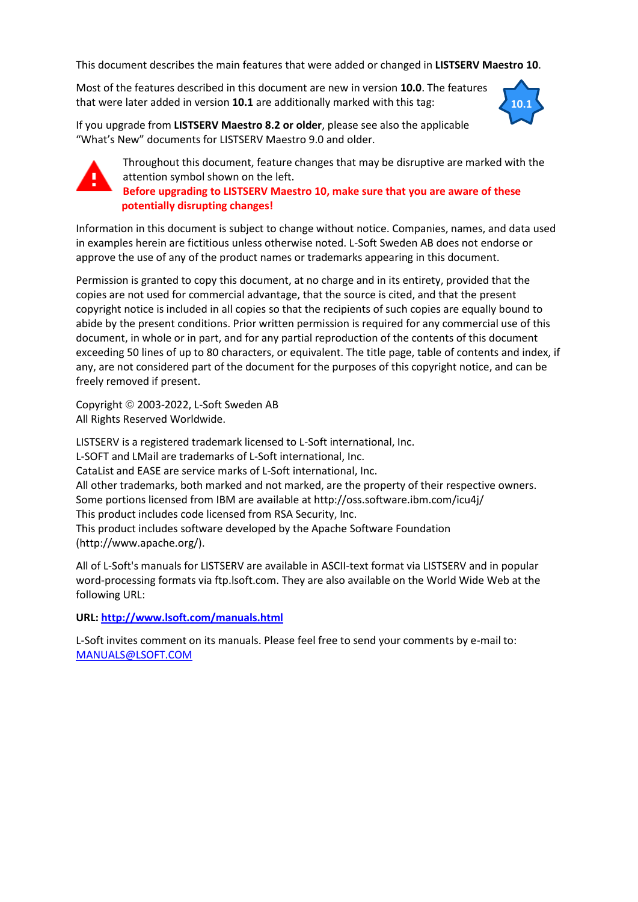This document describes the main features that were added or changed in **LISTSERV Maestro 10**.

Most of the features described in this document are new in version **10.0**. The features that were later added in version **10.1** are additionally marked with this tag: 10.1

If you upgrade from **LISTSERV Maestro 8.2 or older**, please see also the applicable "What's New" documents for LISTSERV Maestro 9.0 and older.

Throughout this document, feature changes that may be disruptive are marked with the attention symbol shown on the left.
**Before upgrading to LISTSERV Maestro 10, make sure that you are aware of these potentially disrupting changes!**

Information in this document is subject to change without notice. Companies, names, and data used in examples herein are fictitious unless otherwise noted. L-Soft Sweden AB does not endorse or approve the use of any of the product names or trademarks appearing in this document.

Permission is granted to copy this document, at no charge and in its entirety, provided that the copies are not used for commercial advantage, that the source is cited, and that the present copyright notice is included in all copies so that the recipients of such copies are equally bound to abide by the present conditions. Prior written permission is required for any commercial use of this document, in whole or in part, and for any partial reproduction of the contents of this document exceeding 50 lines of up to 80 characters, or equivalent. The title page, table of contents and index, if any, are not considered part of the document for the purposes of this copyright notice, and can be freely removed if present.

Copyright © 2003-2022, L-Soft Sweden AB
All Rights Reserved Worldwide.

LISTSERV is a registered trademark licensed to L-Soft international, Inc.
L-SOFT and LMail are trademarks of L-Soft international, Inc.
CataList and EASE are service marks of L-Soft international, Inc.
All other trademarks, both marked and not marked, are the property of their respective owners.
Some portions licensed from IBM are available at http://oss.software.ibm.com/icu4j/
This product includes code licensed from RSA Security, Inc.
This product includes software developed by the Apache Software Foundation (http://www.apache.org/).

All of L-Soft's manuals for LISTSERV are available in ASCII-text format via LISTSERV and in popular word-processing formats via ftp.lsoft.com. They are also available on the World Wide Web at the following URL:

**URL: [http://www.lsoft.com/manuals.html](http://www.lsoft.com/manuals.html)**

L-Soft invites comment on its manuals. Please feel free to send your comments by e-mail to: [MANUALS@LSOFT.COM](mailto:MANUALS@LSOFT.COM)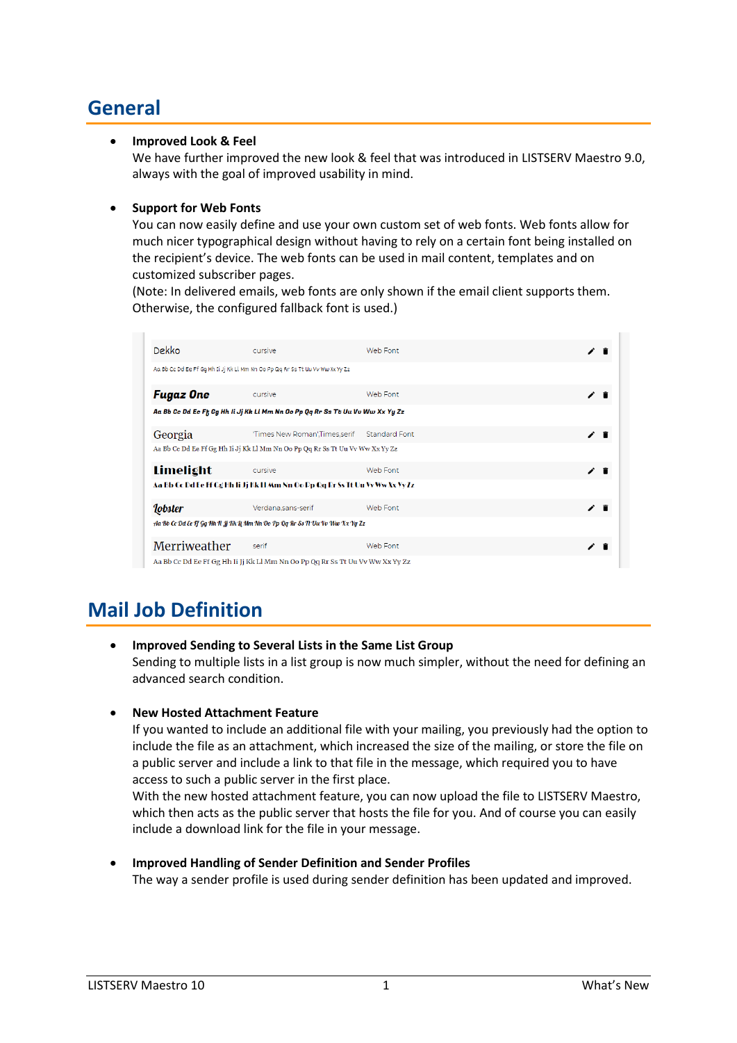## General

- **Improved Look & Feel**
  We have further improved the new look & feel that was introduced in LISTSERV Maestro 9.0, always with the goal of improved usability in mind.

- **Support for Web Fonts**
  You can now easily define and use your own custom set of web fonts. Web fonts allow for much nicer typographical design without having to rely on a certain font being installed on the recipient's device. The web fonts can be used in mail content, templates and on customized subscriber pages.
  (Note: In delivered emails, web fonts are only shown if the email client supports them. Otherwise, the configured fallback font is used.)

| Font | Fallback | Type |
|---|---|---|
| Dekko | cursive | Web Font |
| Fugaz One | cursive | Web Font |
| Georgia | 'Times New Roman',Times,serif | Standard Font |
| Limelight | cursive | Web Font |
| Lobster | Verdana,sans-serif | Web Font |
| Merriweather | serif | Web Font |

## Mail Job Definition

- **Improved Sending to Several Lists in the Same List Group**
  Sending to multiple lists in a list group is now much simpler, without the need for defining an advanced search condition.

- **New Hosted Attachment Feature**
  If you wanted to include an additional file with your mailing, you previously had the option to include the file as an attachment, which increased the size of the mailing, or store the file on a public server and include a link to that file in the message, which required you to have access to such a public server in the first place.
  With the new hosted attachment feature, you can now upload the file to LISTSERV Maestro, which then acts as the public server that hosts the file for you. And of course you can easily include a download link for the file in your message.

- **Improved Handling of Sender Definition and Sender Profiles**
  The way a sender profile is used during sender definition has been updated and improved.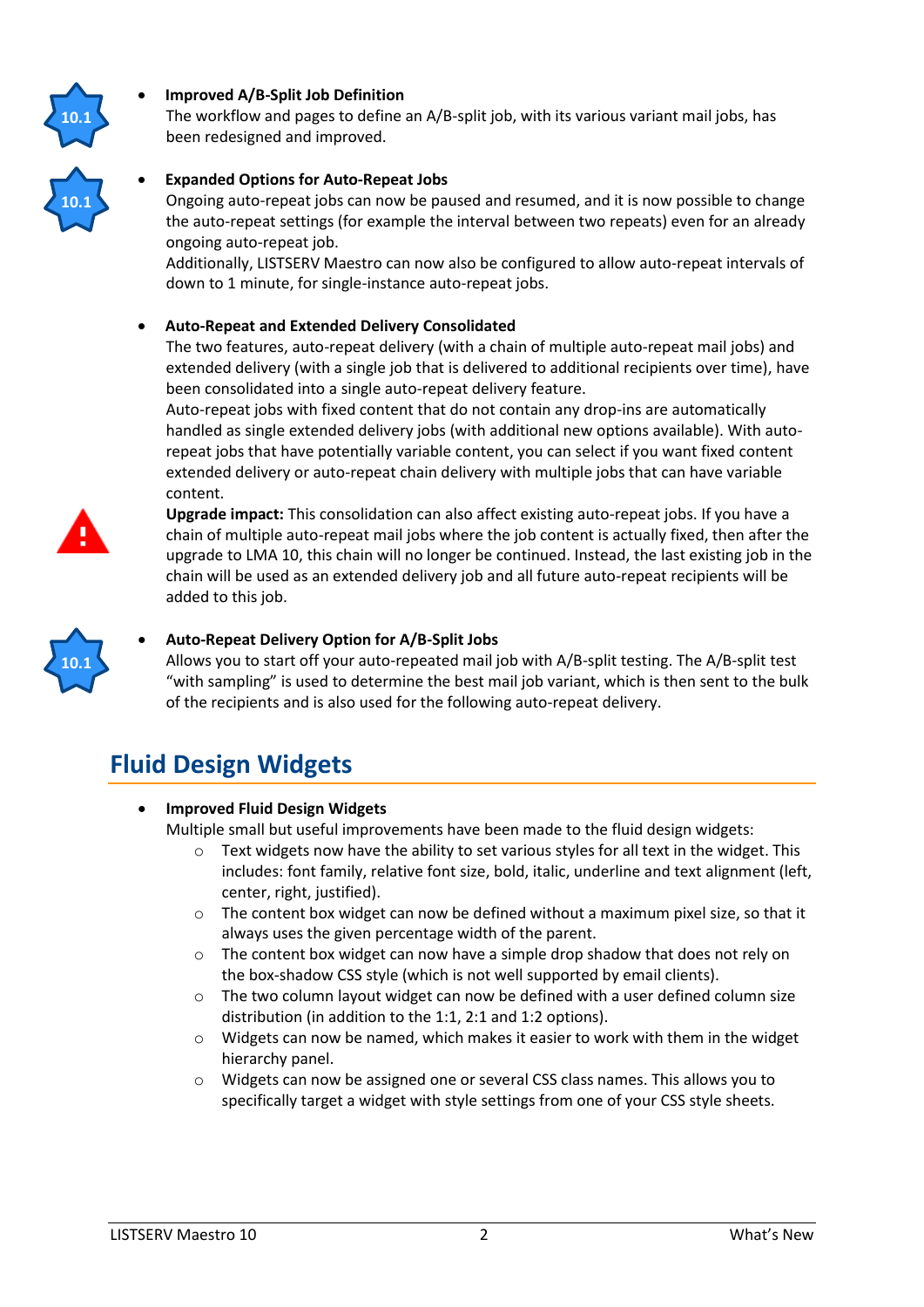- **Improved A/B-Split Job Definition**
  The workflow and pages to define an A/B-split job, with its various variant mail jobs, has been redesigned and improved.

- **Expanded Options for Auto-Repeat Jobs**
  Ongoing auto-repeat jobs can now be paused and resumed, and it is now possible to change the auto-repeat settings (for example the interval between two repeats) even for an already ongoing auto-repeat job.
  Additionally, LISTSERV Maestro can now also be configured to allow auto-repeat intervals of down to 1 minute, for single-instance auto-repeat jobs.

- **Auto-Repeat and Extended Delivery Consolidated**
  The two features, auto-repeat delivery (with a chain of multiple auto-repeat mail jobs) and extended delivery (with a single job that is delivered to additional recipients over time), have been consolidated into a single auto-repeat delivery feature.
  Auto-repeat jobs with fixed content that do not contain any drop-ins are automatically handled as single extended delivery jobs (with additional new options available). With auto-repeat jobs that have potentially variable content, you can select if you want fixed content extended delivery or auto-repeat chain delivery with multiple jobs that can have variable content.
  **Upgrade impact:** This consolidation can also affect existing auto-repeat jobs. If you have a chain of multiple auto-repeat mail jobs where the job content is actually fixed, then after the upgrade to LMA 10, this chain will no longer be continued. Instead, the last existing job in the chain will be used as an extended delivery job and all future auto-repeat recipients will be added to this job.

- **Auto-Repeat Delivery Option for A/B-Split Jobs**
  Allows you to start off your auto-repeated mail job with A/B-split testing. The A/B-split test "with sampling" is used to determine the best mail job variant, which is then sent to the bulk of the recipients and is also used for the following auto-repeat delivery.

## Fluid Design Widgets

- **Improved Fluid Design Widgets**
  Multiple small but useful improvements have been made to the fluid design widgets:
  - Text widgets now have the ability to set various styles for all text in the widget. This includes: font family, relative font size, bold, italic, underline and text alignment (left, center, right, justified).
  - The content box widget can now be defined without a maximum pixel size, so that it always uses the given percentage width of the parent.
  - The content box widget can now have a simple drop shadow that does not rely on the box-shadow CSS style (which is not well supported by email clients).
  - The two column layout widget can now be defined with a user defined column size distribution (in addition to the 1:1, 2:1 and 1:2 options).
  - Widgets can now be named, which makes it easier to work with them in the widget hierarchy panel.
  - Widgets can now be assigned one or several CSS class names. This allows you to specifically target a widget with style settings from one of your CSS style sheets.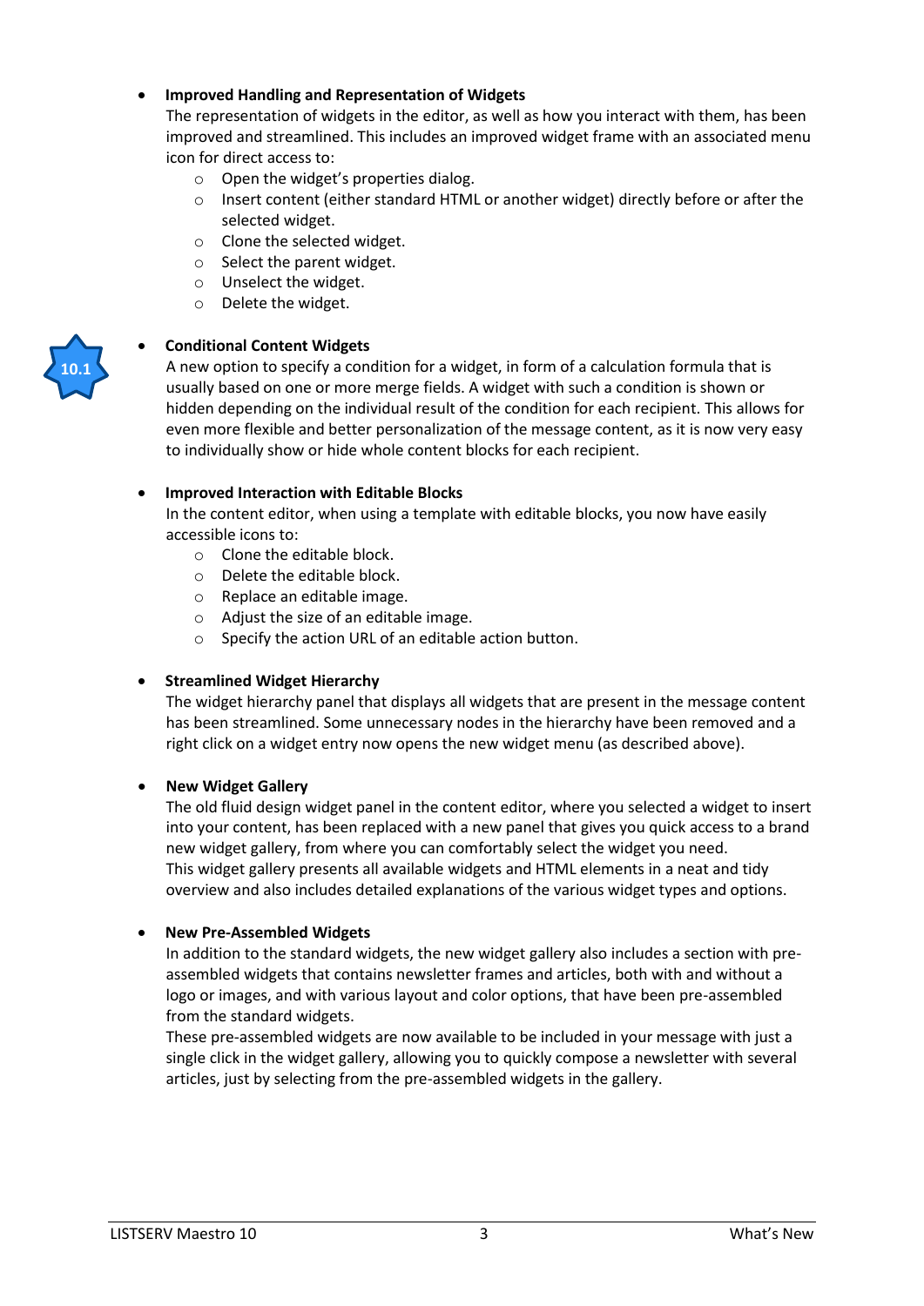- **Improved Handling and Representation of Widgets**
  The representation of widgets in the editor, as well as how you interact with them, has been improved and streamlined. This includes an improved widget frame with an associated menu icon for direct access to:
  - Open the widget's properties dialog.
  - Insert content (either standard HTML or another widget) directly before or after the selected widget.
  - Clone the selected widget.
  - Select the parent widget.
  - Unselect the widget.
  - Delete the widget.

10.1

- **Conditional Content Widgets**
  A new option to specify a condition for a widget, in form of a calculation formula that is usually based on one or more merge fields. A widget with such a condition is shown or hidden depending on the individual result of the condition for each recipient. This allows for even more flexible and better personalization of the message content, as it is now very easy to individually show or hide whole content blocks for each recipient.

- **Improved Interaction with Editable Blocks**
  In the content editor, when using a template with editable blocks, you now have easily accessible icons to:
  - Clone the editable block.
  - Delete the editable block.
  - Replace an editable image.
  - Adjust the size of an editable image.
  - Specify the action URL of an editable action button.

- **Streamlined Widget Hierarchy**
  The widget hierarchy panel that displays all widgets that are present in the message content has been streamlined. Some unnecessary nodes in the hierarchy have been removed and a right click on a widget entry now opens the new widget menu (as described above).

- **New Widget Gallery**
  The old fluid design widget panel in the content editor, where you selected a widget to insert into your content, has been replaced with a new panel that gives you quick access to a brand new widget gallery, from where you can comfortably select the widget you need.
  This widget gallery presents all available widgets and HTML elements in a neat and tidy overview and also includes detailed explanations of the various widget types and options.

- **New Pre-Assembled Widgets**
  In addition to the standard widgets, the new widget gallery also includes a section with pre-assembled widgets that contains newsletter frames and articles, both with and without a logo or images, and with various layout and color options, that have been pre-assembled from the standard widgets.
  These pre-assembled widgets are now available to be included in your message with just a single click in the widget gallery, allowing you to quickly compose a newsletter with several articles, just by selecting from the pre-assembled widgets in the gallery.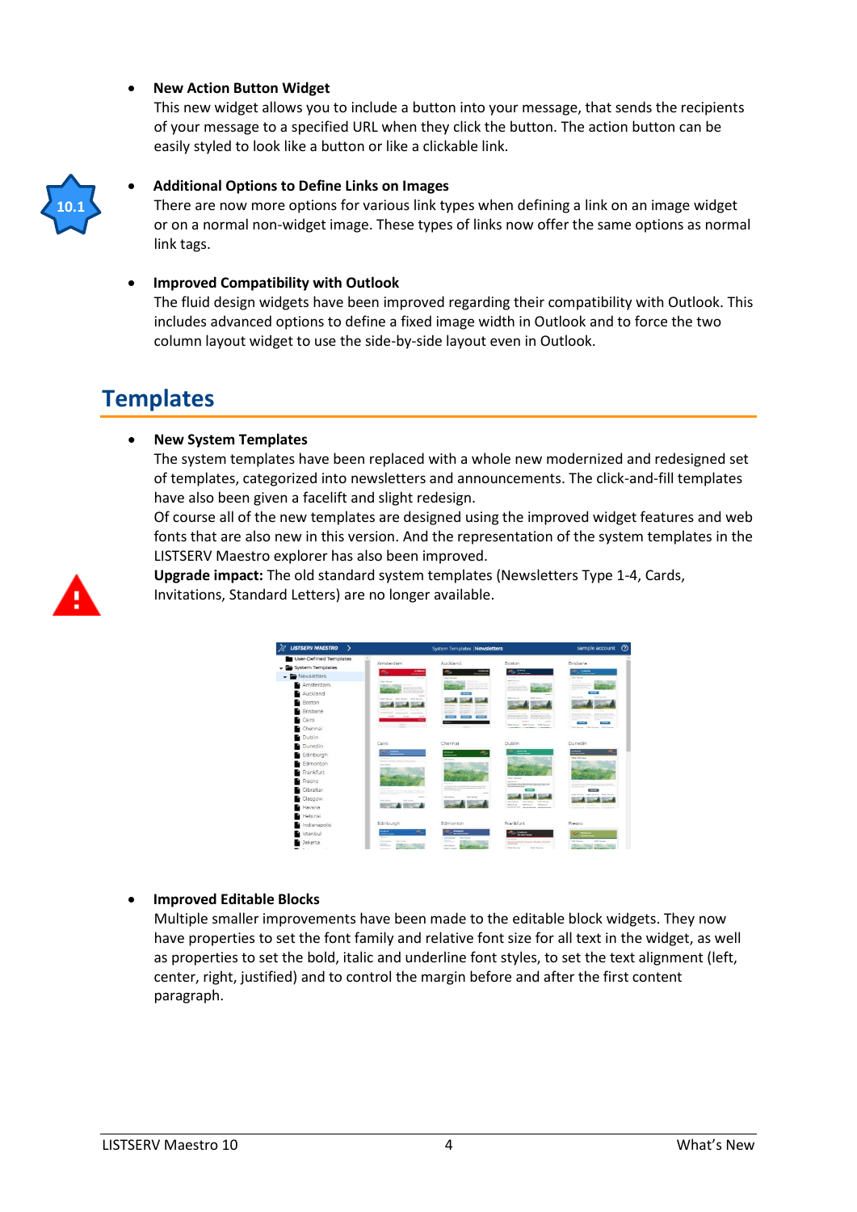- **New Action Button Widget**
  This new widget allows you to include a button into your message, that sends the recipients of your message to a specified URL when they click the button. The action button can be easily styled to look like a button or like a clickable link.

- **Additional Options to Define Links on Images**
  There are now more options for various link types when defining a link on an image widget or on a normal non-widget image. These types of links now offer the same options as normal link tags.

- **Improved Compatibility with Outlook**
  The fluid design widgets have been improved regarding their compatibility with Outlook. This includes advanced options to define a fixed image width in Outlook and to force the two column layout widget to use the side-by-side layout even in Outlook.

## Templates

- **New System Templates**
  The system templates have been replaced with a whole new modernized and redesigned set of templates, categorized into newsletters and announcements. The click-and-fill templates have also been given a facelift and slight redesign.
  Of course all of the new templates are designed using the improved widget features and web fonts that are also new in this version. And the representation of the system templates in the LISTSERV Maestro explorer has also been improved.
  **Upgrade impact:** The old standard system templates (Newsletters Type 1-4, Cards, Invitations, Standard Letters) are no longer available.

- **Improved Editable Blocks**
  Multiple smaller improvements have been made to the editable block widgets. They now have properties to set the font family and relative font size for all text in the widget, as well as properties to set the bold, italic and underline font styles, to set the text alignment (left, center, right, justified) and to control the margin before and after the first content paragraph.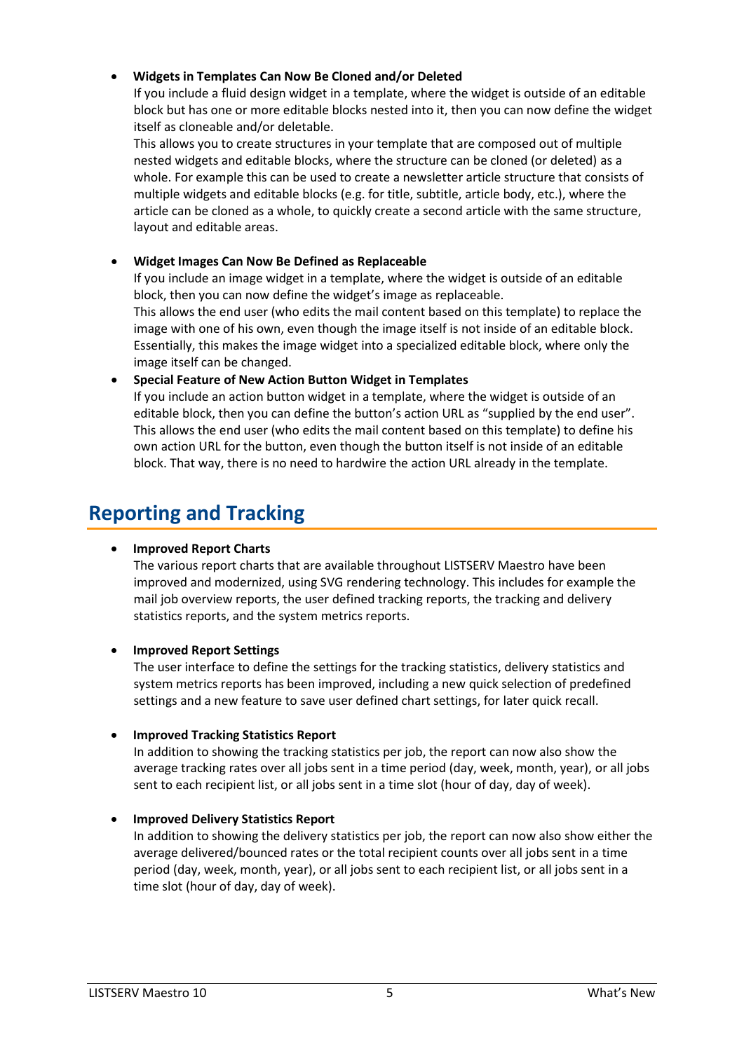- **Widgets in Templates Can Now Be Cloned and/or Deleted**
  If you include a fluid design widget in a template, where the widget is outside of an editable block but has one or more editable blocks nested into it, then you can now define the widget itself as cloneable and/or deletable.
  This allows you to create structures in your template that are composed out of multiple nested widgets and editable blocks, where the structure can be cloned (or deleted) as a whole. For example this can be used to create a newsletter article structure that consists of multiple widgets and editable blocks (e.g. for title, subtitle, article body, etc.), where the article can be cloned as a whole, to quickly create a second article with the same structure, layout and editable areas.

- **Widget Images Can Now Be Defined as Replaceable**
  If you include an image widget in a template, where the widget is outside of an editable block, then you can now define the widget's image as replaceable.
  This allows the end user (who edits the mail content based on this template) to replace the image with one of his own, even though the image itself is not inside of an editable block. Essentially, this makes the image widget into a specialized editable block, where only the image itself can be changed.

- **Special Feature of New Action Button Widget in Templates**
  If you include an action button widget in a template, where the widget is outside of an editable block, then you can define the button's action URL as "supplied by the end user". This allows the end user (who edits the mail content based on this template) to define his own action URL for the button, even though the button itself is not inside of an editable block. That way, there is no need to hardwire the action URL already in the template.

## Reporting and Tracking

- **Improved Report Charts**
  The various report charts that are available throughout LISTSERV Maestro have been improved and modernized, using SVG rendering technology. This includes for example the mail job overview reports, the user defined tracking reports, the tracking and delivery statistics reports, and the system metrics reports.

- **Improved Report Settings**
  The user interface to define the settings for the tracking statistics, delivery statistics and system metrics reports has been improved, including a new quick selection of predefined settings and a new feature to save user defined chart settings, for later quick recall.

- **Improved Tracking Statistics Report**
  In addition to showing the tracking statistics per job, the report can now also show the average tracking rates over all jobs sent in a time period (day, week, month, year), or all jobs sent to each recipient list, or all jobs sent in a time slot (hour of day, day of week).

- **Improved Delivery Statistics Report**
  In addition to showing the delivery statistics per job, the report can now also show either the average delivered/bounced rates or the total recipient counts over all jobs sent in a time period (day, week, month, year), or all jobs sent to each recipient list, or all jobs sent in a time slot (hour of day, day of week).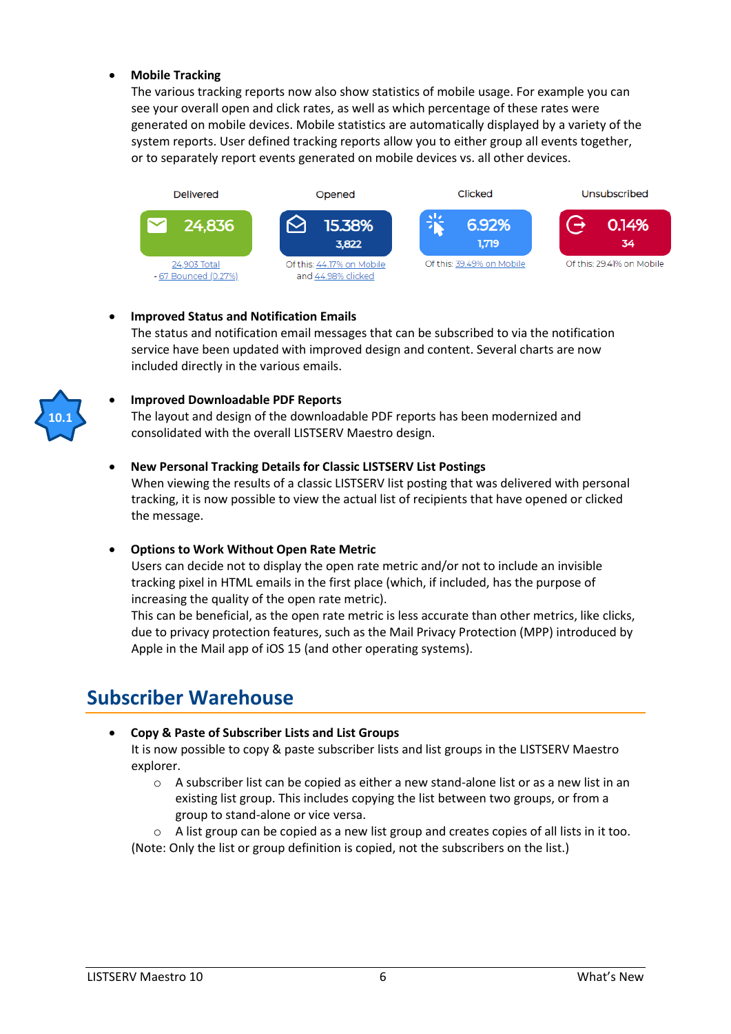- **Mobile Tracking**
  The various tracking reports now also show statistics of mobile usage. For example you can see your overall open and click rates, as well as which percentage of these rates were generated on mobile devices. Mobile statistics are automatically displayed by a variety of the system reports. User defined tracking reports allow you to either group all events together, or to separately report events generated on mobile devices vs. all other devices.

| Delivered | Opened | Clicked | Unsubscribed |
|---|---|---|---|
| 24,836 | 15.38% 3,822 | 6.92% 1,719 | 0.14% 34 |
| 24,903 Total - 67 Bounced (0.27%) | Of this: 44.17% on Mobile and 44.98% clicked | Of this: 39.49% on Mobile | Of this: 29.41% on Mobile |

- **Improved Status and Notification Emails**
  The status and notification email messages that can be subscribed to via the notification service have been updated with improved design and content. Several charts are now included directly in the various emails.

10.1

- **Improved Downloadable PDF Reports**
  The layout and design of the downloadable PDF reports has been modernized and consolidated with the overall LISTSERV Maestro design.

- **New Personal Tracking Details for Classic LISTSERV List Postings**
  When viewing the results of a classic LISTSERV list posting that was delivered with personal tracking, it is now possible to view the actual list of recipients that have opened or clicked the message.

- **Options to Work Without Open Rate Metric**
  Users can decide not to display the open rate metric and/or not to include an invisible tracking pixel in HTML emails in the first place (which, if included, has the purpose of increasing the quality of the open rate metric).
  This can be beneficial, as the open rate metric is less accurate than other metrics, like clicks, due to privacy protection features, such as the Mail Privacy Protection (MPP) introduced by Apple in the Mail app of iOS 15 (and other operating systems).

## Subscriber Warehouse

- **Copy & Paste of Subscriber Lists and List Groups**
  It is now possible to copy & paste subscriber lists and list groups in the LISTSERV Maestro explorer.
  - A subscriber list can be copied as either a new stand-alone list or as a new list in an existing list group. This includes copying the list between two groups, or from a group to stand-alone or vice versa.
  - A list group can be copied as a new list group and creates copies of all lists in it too.

  (Note: Only the list or group definition is copied, not the subscribers on the list.)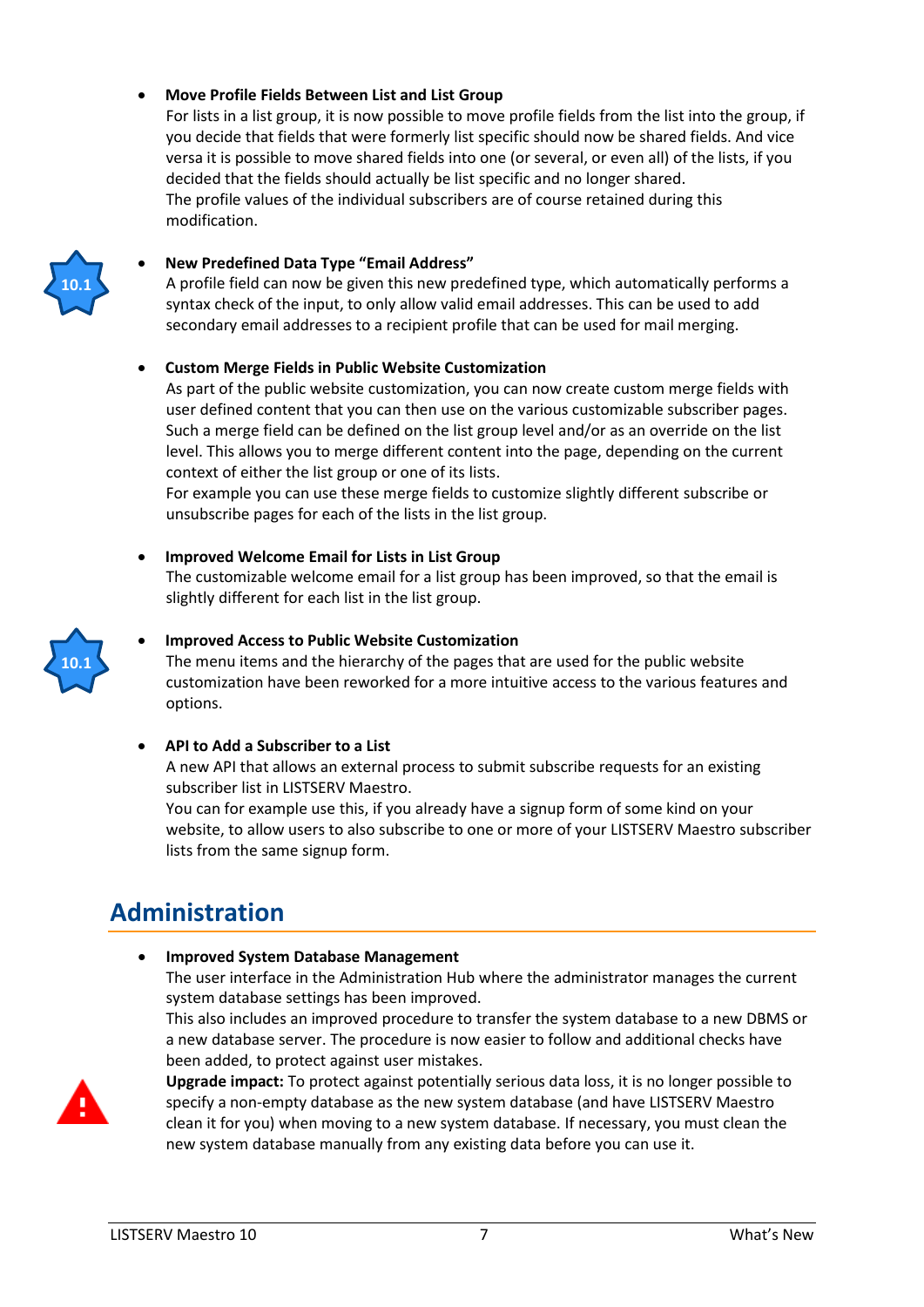- **Move Profile Fields Between List and List Group**
  For lists in a list group, it is now possible to move profile fields from the list into the group, if you decide that fields that were formerly list specific should now be shared fields. And vice versa it is possible to move shared fields into one (or several, or even all) of the lists, if you decided that the fields should actually be list specific and no longer shared.
  The profile values of the individual subscribers are of course retained during this modification.

10.1

- **New Predefined Data Type "Email Address"**
  A profile field can now be given this new predefined type, which automatically performs a syntax check of the input, to only allow valid email addresses. This can be used to add secondary email addresses to a recipient profile that can be used for mail merging.

- **Custom Merge Fields in Public Website Customization**
  As part of the public website customization, you can now create custom merge fields with user defined content that you can then use on the various customizable subscriber pages. Such a merge field can be defined on the list group level and/or as an override on the list level. This allows you to merge different content into the page, depending on the current context of either the list group or one of its lists.
  For example you can use these merge fields to customize slightly different subscribe or unsubscribe pages for each of the lists in the list group.

- **Improved Welcome Email for Lists in List Group**
  The customizable welcome email for a list group has been improved, so that the email is slightly different for each list in the list group.

10.1

- **Improved Access to Public Website Customization**
  The menu items and the hierarchy of the pages that are used for the public website customization have been reworked for a more intuitive access to the various features and options.

- **API to Add a Subscriber to a List**
  A new API that allows an external process to submit subscribe requests for an existing subscriber list in LISTSERV Maestro.
  You can for example use this, if you already have a signup form of some kind on your website, to allow users to also subscribe to one or more of your LISTSERV Maestro subscriber lists from the same signup form.

## Administration

- **Improved System Database Management**
  The user interface in the Administration Hub where the administrator manages the current system database settings has been improved.
  This also includes an improved procedure to transfer the system database to a new DBMS or a new database server. The procedure is now easier to follow and additional checks have been added, to protect against user mistakes.
  **Upgrade impact:** To protect against potentially serious data loss, it is no longer possible to specify a non-empty database as the new system database (and have LISTSERV Maestro clean it for you) when moving to a new system database. If necessary, you must clean the new system database manually from any existing data before you can use it.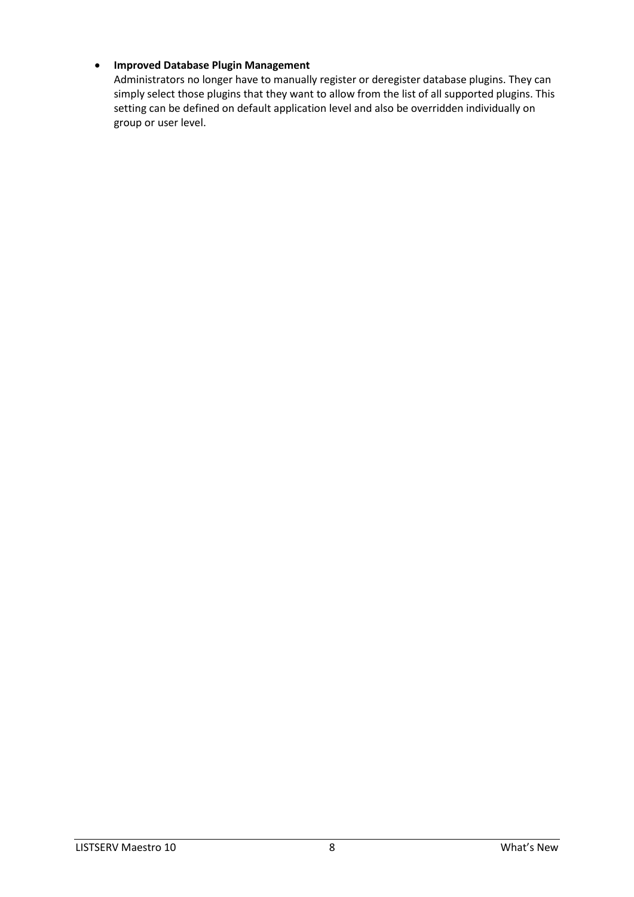- **Improved Database Plugin Management**
  Administrators no longer have to manually register or deregister database plugins. They can simply select those plugins that they want to allow from the list of all supported plugins. This setting can be defined on default application level and also be overridden individually on group or user level.